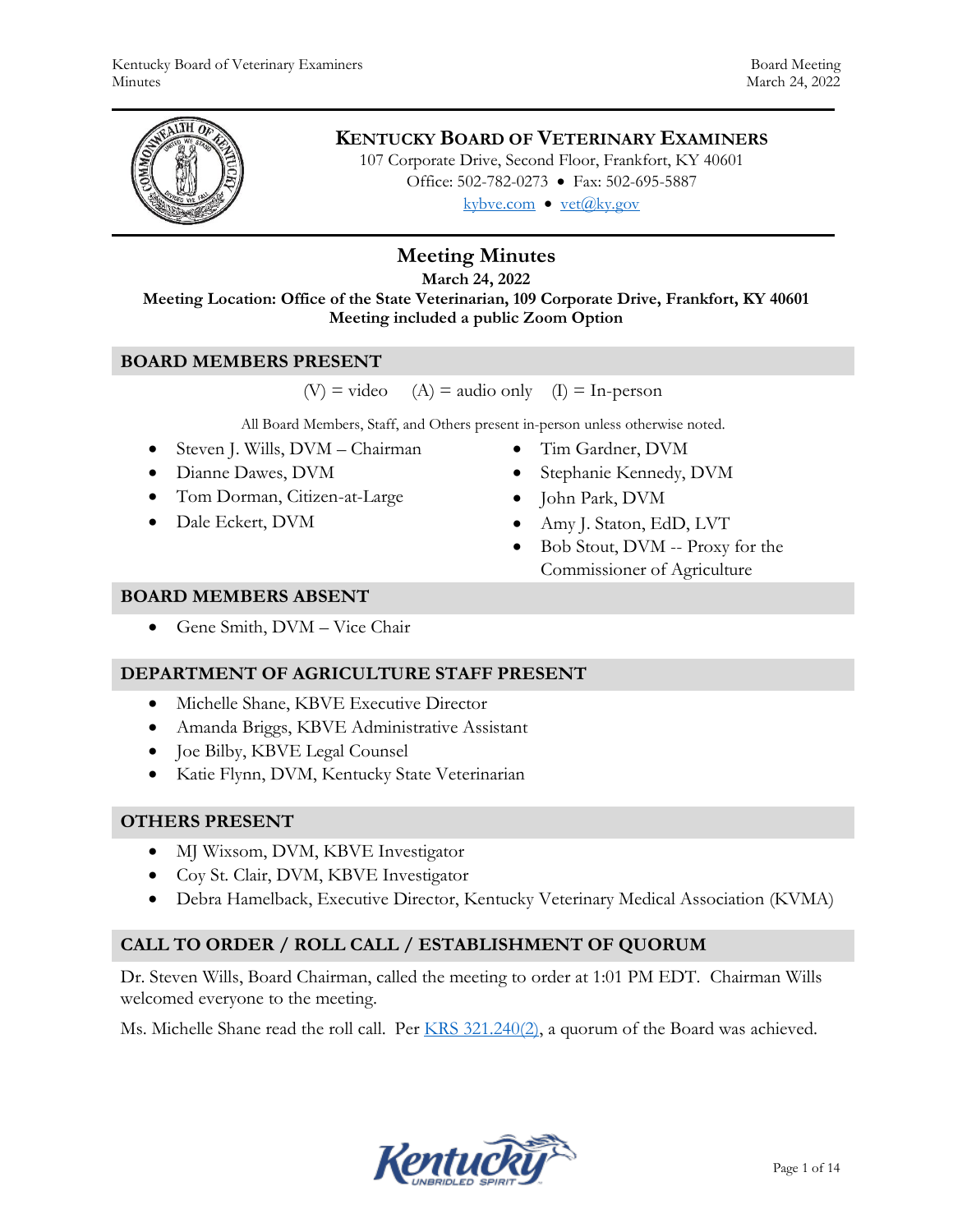# KENTUCKY BOARD OF VETERINARY EXAMINERS

107 Corporate Drive, Second Floor, Frankfort, KY 40601
Office: 502-782-0273 • Fax: 502-695-5887
kybve.com • vet@ky.gov

## Meeting Minutes

**March 24, 2022**
**Meeting Location: Office of the State Veterinarian, 109 Corporate Drive, Frankfort, KY 40601**
**Meeting included a public Zoom Option**

### BOARD MEMBERS PRESENT

(V) = video (A) = audio only (I) = In-person

All Board Members, Staff, and Others present in-person unless otherwise noted.

- Steven J. Wills, DVM – Chairman
- Dianne Dawes, DVM
- Tom Dorman, Citizen-at-Large
- Dale Eckert, DVM
- Tim Gardner, DVM
- Stephanie Kennedy, DVM
- John Park, DVM
- Amy J. Staton, EdD, LVT
- Bob Stout, DVM -- Proxy for the Commissioner of Agriculture

### BOARD MEMBERS ABSENT

- Gene Smith, DVM – Vice Chair

### DEPARTMENT OF AGRICULTURE STAFF PRESENT

- Michelle Shane, KBVE Executive Director
- Amanda Briggs, KBVE Administrative Assistant
- Joe Bilby, KBVE Legal Counsel
- Katie Flynn, DVM, Kentucky State Veterinarian

### OTHERS PRESENT

- MJ Wixsom, DVM, KBVE Investigator
- Coy St. Clair, DVM, KBVE Investigator
- Debra Hamelback, Executive Director, Kentucky Veterinary Medical Association (KVMA)

### CALL TO ORDER / ROLL CALL / ESTABLISHMENT OF QUORUM

Dr. Steven Wills, Board Chairman, called the meeting to order at 1:01 PM EDT. Chairman Wills welcomed everyone to the meeting.

Ms. Michelle Shane read the roll call. Per KRS 321.240(2), a quorum of the Board was achieved.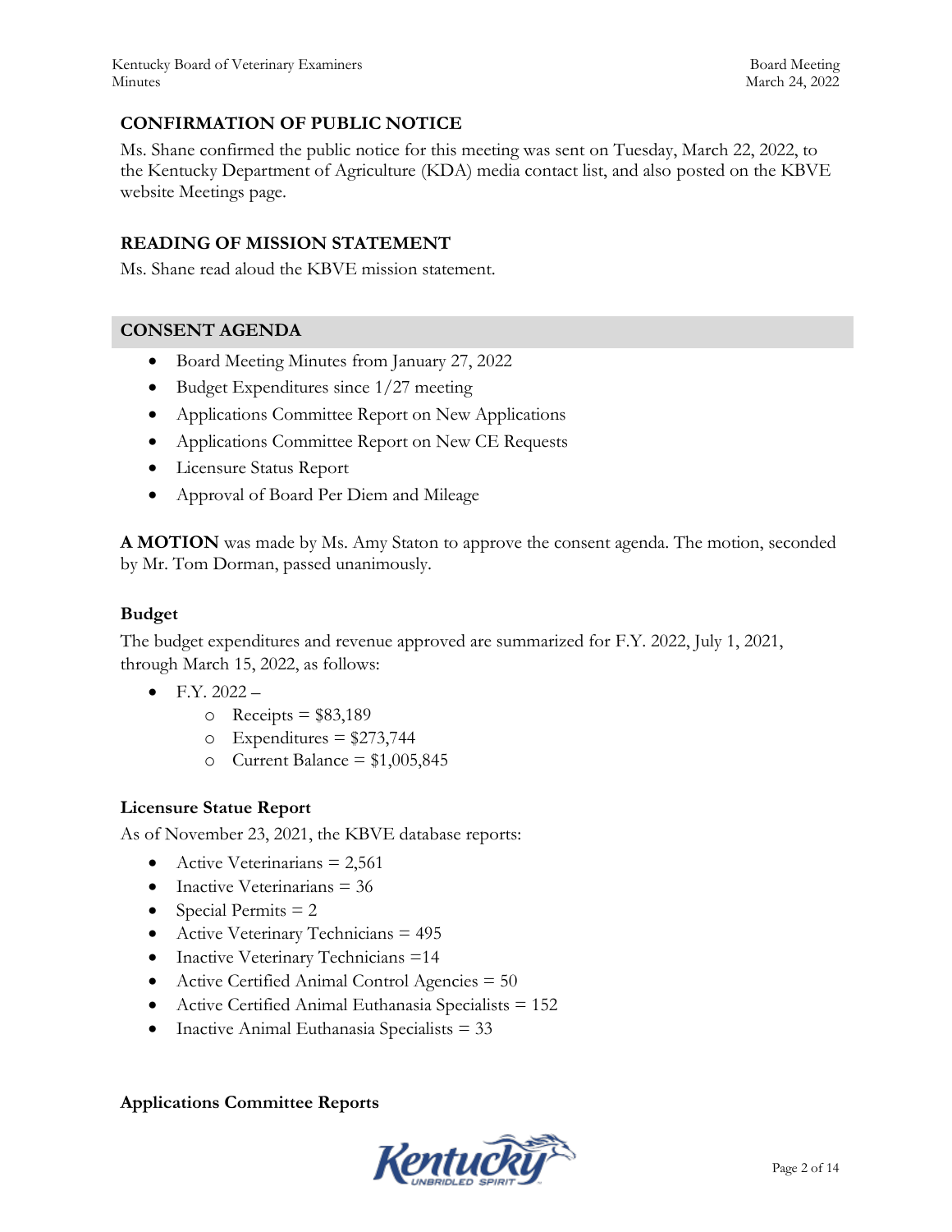## CONFIRMATION OF PUBLIC NOTICE

Ms. Shane confirmed the public notice for this meeting was sent on Tuesday, March 22, 2022, to the Kentucky Department of Agriculture (KDA) media contact list, and also posted on the KBVE website Meetings page.

## READING OF MISSION STATEMENT

Ms. Shane read aloud the KBVE mission statement.

## CONSENT AGENDA

- Board Meeting Minutes from January 27, 2022
- Budget Expenditures since 1/27 meeting
- Applications Committee Report on New Applications
- Applications Committee Report on New CE Requests
- Licensure Status Report
- Approval of Board Per Diem and Mileage

**A MOTION** was made by Ms. Amy Staton to approve the consent agenda. The motion, seconded by Mr. Tom Dorman, passed unanimously.

### Budget

The budget expenditures and revenue approved are summarized for F.Y. 2022, July 1, 2021, through March 15, 2022, as follows:

- F.Y. 2022 –
  - Receipts = $83,189
  - Expenditures = $273,744
  - Current Balance = $1,005,845

### Licensure Statue Report

As of November 23, 2021, the KBVE database reports:

- Active Veterinarians = 2,561
- Inactive Veterinarians = 36
- Special Permits = 2
- Active Veterinary Technicians = 495
- Inactive Veterinary Technicians =14
- Active Certified Animal Control Agencies = 50
- Active Certified Animal Euthanasia Specialists = 152
- Inactive Animal Euthanasia Specialists = 33

### Applications Committee Reports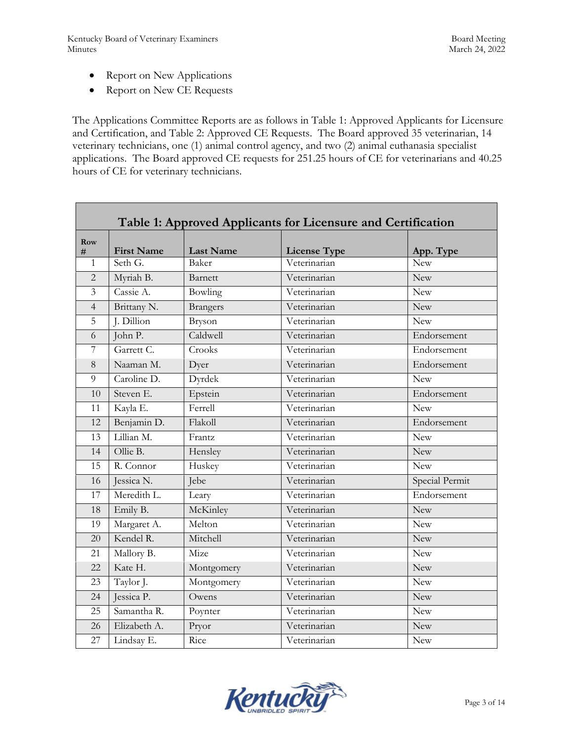- Report on New Applications
- Report on New CE Requests

The Applications Committee Reports are as follows in Table 1: Approved Applicants for Licensure and Certification, and Table 2: Approved CE Requests. The Board approved 35 veterinarian, 14 veterinary technicians, one (1) animal control agency, and two (2) animal euthanasia specialist applications. The Board approved CE requests for 251.25 hours of CE for veterinarians and 40.25 hours of CE for veterinary technicians.

**Table 1: Approved Applicants for Licensure and Certification**

| Row # | First Name | Last Name | License Type | App. Type |
|---|---|---|---|---|
| 1 | Seth G. | Baker | Veterinarian | New |
| 2 | Myriah B. | Barnett | Veterinarian | New |
| 3 | Cassie A. | Bowling | Veterinarian | New |
| 4 | Brittany N. | Brangers | Veterinarian | New |
| 5 | J. Dillion | Bryson | Veterinarian | New |
| 6 | John P. | Caldwell | Veterinarian | Endorsement |
| 7 | Garrett C. | Crooks | Veterinarian | Endorsement |
| 8 | Naaman M. | Dyer | Veterinarian | Endorsement |
| 9 | Caroline D. | Dyrdek | Veterinarian | New |
| 10 | Steven E. | Epstein | Veterinarian | Endorsement |
| 11 | Kayla E. | Ferrell | Veterinarian | New |
| 12 | Benjamin D. | Flakoll | Veterinarian | Endorsement |
| 13 | Lillian M. | Frantz | Veterinarian | New |
| 14 | Ollie B. | Hensley | Veterinarian | New |
| 15 | R. Connor | Huskey | Veterinarian | New |
| 16 | Jessica N. | Jebe | Veterinarian | Special Permit |
| 17 | Meredith L. | Leary | Veterinarian | Endorsement |
| 18 | Emily B. | McKinley | Veterinarian | New |
| 19 | Margaret A. | Melton | Veterinarian | New |
| 20 | Kendel R. | Mitchell | Veterinarian | New |
| 21 | Mallory B. | Mize | Veterinarian | New |
| 22 | Kate H. | Montgomery | Veterinarian | New |
| 23 | Taylor J. | Montgomery | Veterinarian | New |
| 24 | Jessica P. | Owens | Veterinarian | New |
| 25 | Samantha R. | Poynter | Veterinarian | New |
| 26 | Elizabeth A. | Pryor | Veterinarian | New |
| 27 | Lindsay E. | Rice | Veterinarian | New |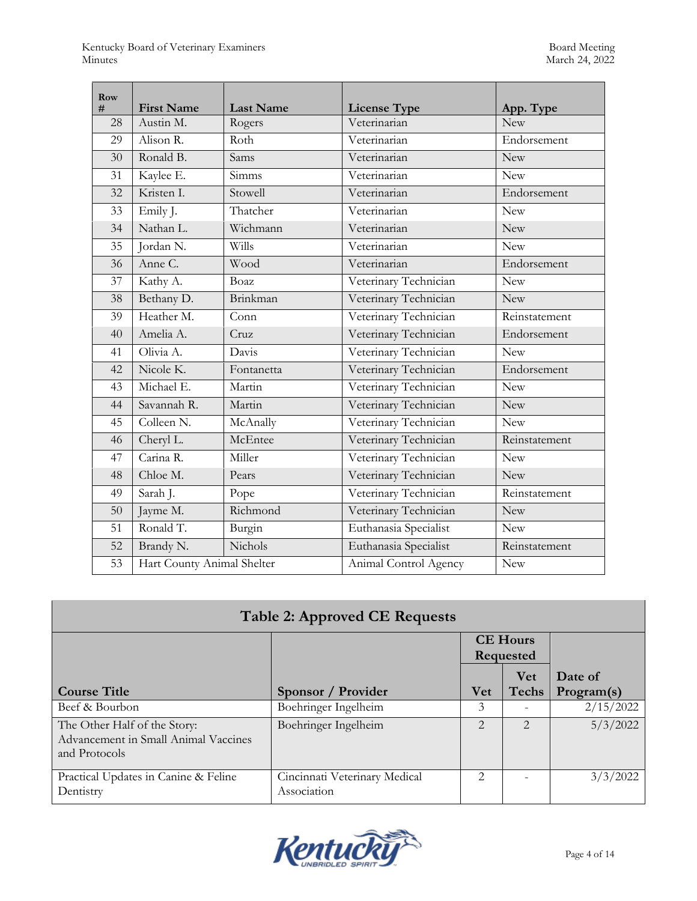| Row # | First Name | Last Name | License Type | App. Type |
|---|---|---|---|---|
| 28 | Austin M. | Rogers | Veterinarian | New |
| 29 | Alison R. | Roth | Veterinarian | Endorsement |
| 30 | Ronald B. | Sams | Veterinarian | New |
| 31 | Kaylee E. | Simms | Veterinarian | New |
| 32 | Kristen I. | Stowell | Veterinarian | Endorsement |
| 33 | Emily J. | Thatcher | Veterinarian | New |
| 34 | Nathan L. | Wichmann | Veterinarian | New |
| 35 | Jordan N. | Wills | Veterinarian | New |
| 36 | Anne C. | Wood | Veterinarian | Endorsement |
| 37 | Kathy A. | Boaz | Veterinary Technician | New |
| 38 | Bethany D. | Brinkman | Veterinary Technician | New |
| 39 | Heather M. | Conn | Veterinary Technician | Reinstatement |
| 40 | Amelia A. | Cruz | Veterinary Technician | Endorsement |
| 41 | Olivia A. | Davis | Veterinary Technician | New |
| 42 | Nicole K. | Fontanetta | Veterinary Technician | Endorsement |
| 43 | Michael E. | Martin | Veterinary Technician | New |
| 44 | Savannah R. | Martin | Veterinary Technician | New |
| 45 | Colleen N. | McAnally | Veterinary Technician | New |
| 46 | Cheryl L. | McEntee | Veterinary Technician | Reinstatement |
| 47 | Carina R. | Miller | Veterinary Technician | New |
| 48 | Chloe M. | Pears | Veterinary Technician | New |
| 49 | Sarah J. | Pope | Veterinary Technician | Reinstatement |
| 50 | Jayme M. | Richmond | Veterinary Technician | New |
| 51 | Ronald T. | Burgin | Euthanasia Specialist | New |
| 52 | Brandy N. | Nichols | Euthanasia Specialist | Reinstatement |
| 53 | Hart County Animal Shelter | | Animal Control Agency | New |

## Table 2: Approved CE Requests

| Course Title | Sponsor / Provider | CE Hours Requested | | Date of Program(s) |
|---|---|---|---|---|
| | | Vet | Vet Techs | |
| Beef & Bourbon | Boehringer Ingelheim | 3 | - | 2/15/2022 |
| The Other Half of the Story: Advancement in Small Animal Vaccines and Protocols | Boehringer Ingelheim | 2 | 2 | 5/3/2022 |
| Practical Updates in Canine & Feline Dentistry | Cincinnati Veterinary Medical Association | 2 | - | 3/3/2022 |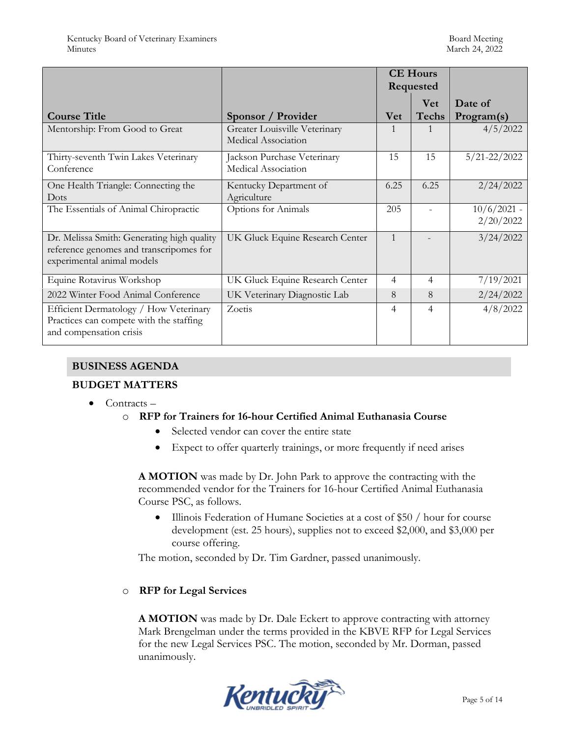| Course Title | Sponsor / Provider | CE Hours Requested | | Date of Program(s) |
|---|---|---|---|---|
| | | Vet | Vet Techs | |
| Mentorship: From Good to Great | Greater Louisville Veterinary Medical Association | 1 | 1 | 4/5/2022 |
| Thirty-seventh Twin Lakes Veterinary Conference | Jackson Purchase Veterinary Medical Association | 15 | 15 | 5/21-22/2022 |
| One Health Triangle: Connecting the Dots | Kentucky Department of Agriculture | 6.25 | 6.25 | 2/24/2022 |
| The Essentials of Animal Chiropractic | Options for Animals | 205 | - | 10/6/2021 - 2/20/2022 |
| Dr. Melissa Smith: Generating high quality reference genomes and transcripomes for experimental animal models | UK Gluck Equine Research Center | 1 | - | 3/24/2022 |
| Equine Rotavirus Workshop | UK Gluck Equine Research Center | 4 | 4 | 7/19/2021 |
| 2022 Winter Food Animal Conference | UK Veterinary Diagnostic Lab | 8 | 8 | 2/24/2022 |
| Efficient Dermatology / How Veterinary Practices can compete with the staffing and compensation crisis | Zoetis | 4 | 4 | 4/8/2022 |

## BUSINESS AGENDA

### BUDGET MATTERS

- Contracts –
  - **RFP for Trainers for 16-hour Certified Animal Euthanasia Course**
    - Selected vendor can cover the entire state
    - Expect to offer quarterly trainings, or more frequently if need arises

    **A MOTION** was made by Dr. John Park to approve the contracting with the recommended vendor for the Trainers for 16-hour Certified Animal Euthanasia Course PSC, as follows.

    - Illinois Federation of Humane Societies at a cost of $50 / hour for course development (est. 25 hours), supplies not to exceed $2,000, and $3,000 per course offering.

    The motion, seconded by Dr. Tim Gardner, passed unanimously.

  - **RFP for Legal Services**

    **A MOTION** was made by Dr. Dale Eckert to approve contracting with attorney Mark Brengelman under the terms provided in the KBVE RFP for Legal Services for the new Legal Services PSC. The motion, seconded by Mr. Dorman, passed unanimously.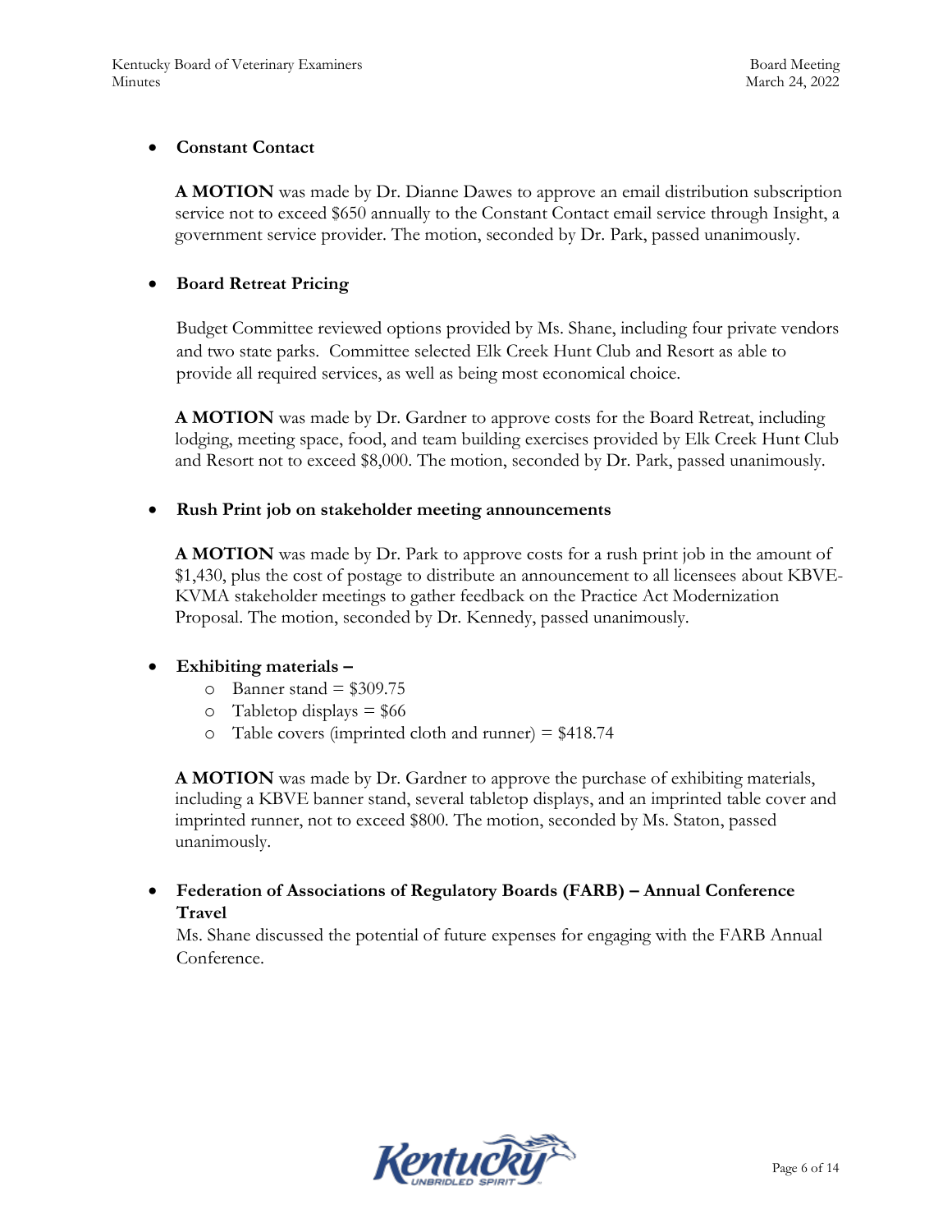- **Constant Contact**

  **A MOTION** was made by Dr. Dianne Dawes to approve an email distribution subscription service not to exceed $650 annually to the Constant Contact email service through Insight, a government service provider. The motion, seconded by Dr. Park, passed unanimously.

- **Board Retreat Pricing**

  Budget Committee reviewed options provided by Ms. Shane, including four private vendors and two state parks. Committee selected Elk Creek Hunt Club and Resort as able to provide all required services, as well as being most economical choice.

  **A MOTION** was made by Dr. Gardner to approve costs for the Board Retreat, including lodging, meeting space, food, and team building exercises provided by Elk Creek Hunt Club and Resort not to exceed $8,000. The motion, seconded by Dr. Park, passed unanimously.

- **Rush Print job on stakeholder meeting announcements**

  **A MOTION** was made by Dr. Park to approve costs for a rush print job in the amount of $1,430, plus the cost of postage to distribute an announcement to all licensees about KBVE-KVMA stakeholder meetings to gather feedback on the Practice Act Modernization Proposal. The motion, seconded by Dr. Kennedy, passed unanimously.

- **Exhibiting materials –**
  - Banner stand = $309.75
  - Tabletop displays = $66
  - Table covers (imprinted cloth and runner) = $418.74

  **A MOTION** was made by Dr. Gardner to approve the purchase of exhibiting materials, including a KBVE banner stand, several tabletop displays, and an imprinted table cover and imprinted runner, not to exceed $800. The motion, seconded by Ms. Staton, passed unanimously.

- **Federation of Associations of Regulatory Boards (FARB) – Annual Conference Travel**

  Ms. Shane discussed the potential of future expenses for engaging with the FARB Annual Conference.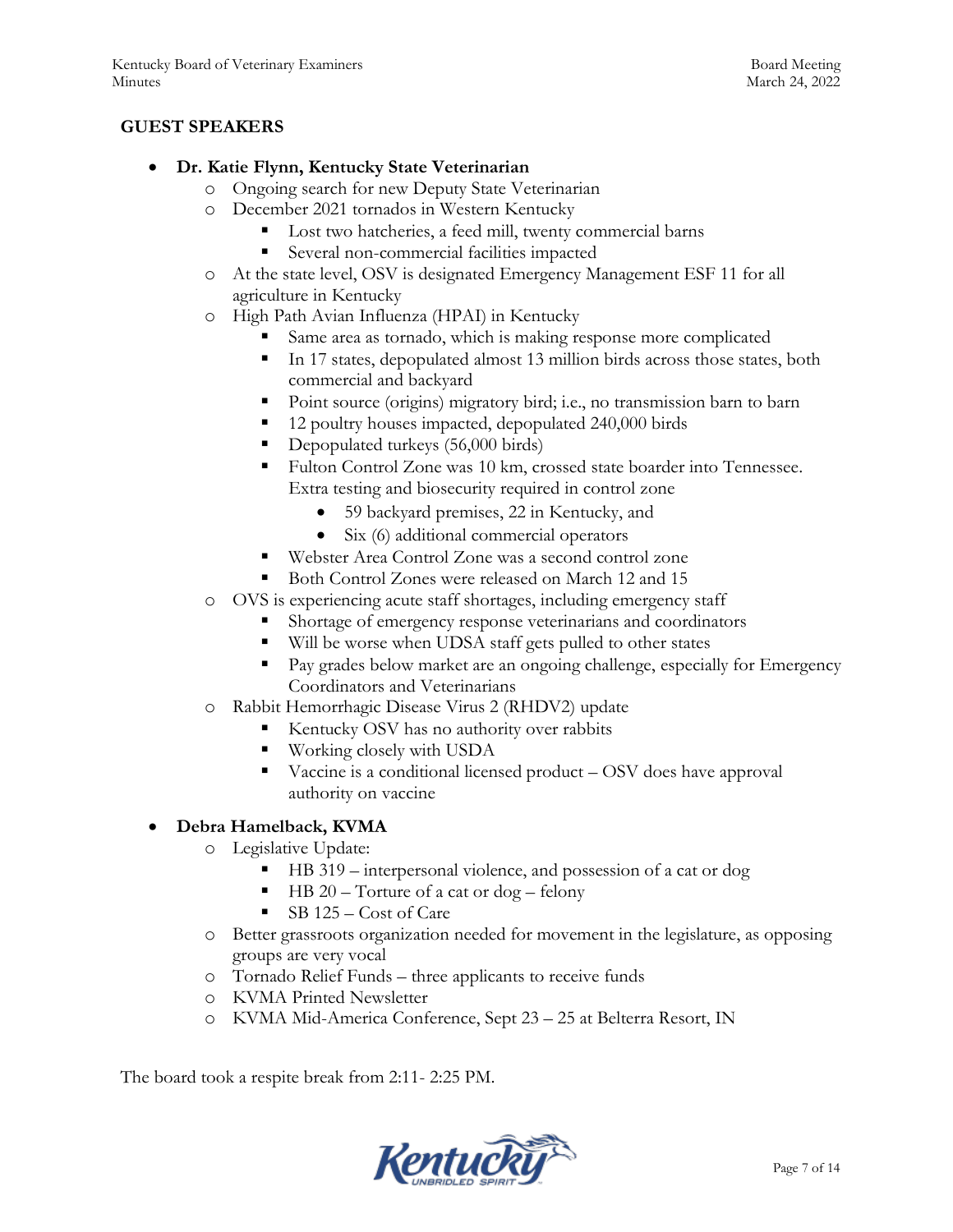## GUEST SPEAKERS

- **Dr. Katie Flynn, Kentucky State Veterinarian**
  - Ongoing search for new Deputy State Veterinarian
  - December 2021 tornados in Western Kentucky
    - Lost two hatcheries, a feed mill, twenty commercial barns
    - Several non-commercial facilities impacted
  - At the state level, OSV is designated Emergency Management ESF 11 for all agriculture in Kentucky
  - High Path Avian Influenza (HPAI) in Kentucky
    - Same area as tornado, which is making response more complicated
    - In 17 states, depopulated almost 13 million birds across those states, both commercial and backyard
    - Point source (origins) migratory bird; i.e., no transmission barn to barn
    - 12 poultry houses impacted, depopulated 240,000 birds
    - Depopulated turkeys (56,000 birds)
    - Fulton Control Zone was 10 km, crossed state boarder into Tennessee. Extra testing and biosecurity required in control zone
      - 59 backyard premises, 22 in Kentucky, and
      - Six (6) additional commercial operators
    - Webster Area Control Zone was a second control zone
    - Both Control Zones were released on March 12 and 15
  - OVS is experiencing acute staff shortages, including emergency staff
    - Shortage of emergency response veterinarians and coordinators
    - Will be worse when UDSA staff gets pulled to other states
    - Pay grades below market are an ongoing challenge, especially for Emergency Coordinators and Veterinarians
  - Rabbit Hemorrhagic Disease Virus 2 (RHDV2) update
    - Kentucky OSV has no authority over rabbits
    - Working closely with USDA
    - Vaccine is a conditional licensed product – OSV does have approval authority on vaccine

- **Debra Hamelback, KVMA**
  - Legislative Update:
    - HB 319 – interpersonal violence, and possession of a cat or dog
    - HB 20 – Torture of a cat or dog – felony
    - SB 125 – Cost of Care
  - Better grassroots organization needed for movement in the legislature, as opposing groups are very vocal
  - Tornado Relief Funds – three applicants to receive funds
  - KVMA Printed Newsletter
  - KVMA Mid-America Conference, Sept 23 – 25 at Belterra Resort, IN

The board took a respite break from 2:11- 2:25 PM.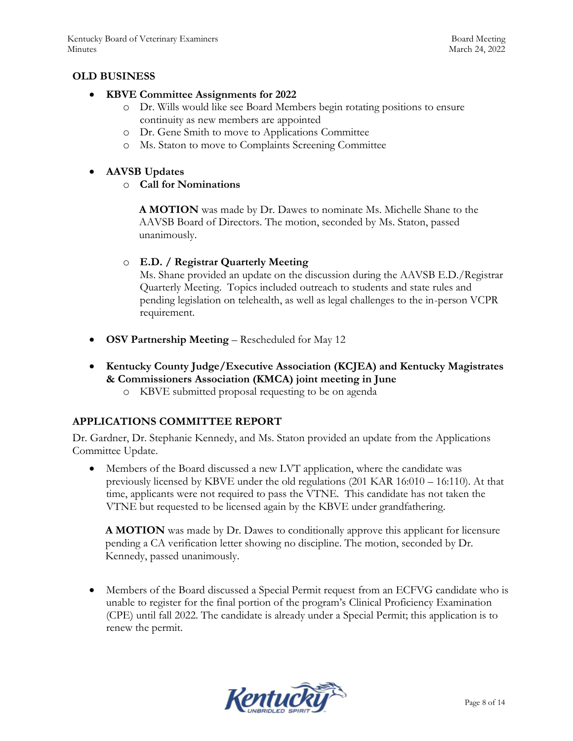## OLD BUSINESS

- **KBVE Committee Assignments for 2022**
  - Dr. Wills would like see Board Members begin rotating positions to ensure continuity as new members are appointed
  - Dr. Gene Smith to move to Applications Committee
  - Ms. Staton to move to Complaints Screening Committee

- **AAVSB Updates**
  - **Call for Nominations**

    **A MOTION** was made by Dr. Dawes to nominate Ms. Michelle Shane to the AAVSB Board of Directors. The motion, seconded by Ms. Staton, passed unanimously.

  - **E.D. / Registrar Quarterly Meeting**
    Ms. Shane provided an update on the discussion during the AAVSB E.D./Registrar Quarterly Meeting. Topics included outreach to students and state rules and pending legislation on telehealth, as well as legal challenges to the in-person VCPR requirement.

- **OSV Partnership Meeting** – Rescheduled for May 12

- **Kentucky County Judge/Executive Association (KCJEA) and Kentucky Magistrates & Commissioners Association (KMCA) joint meeting in June**
  - KBVE submitted proposal requesting to be on agenda

## APPLICATIONS COMMITTEE REPORT

Dr. Gardner, Dr. Stephanie Kennedy, and Ms. Staton provided an update from the Applications Committee Update.

- Members of the Board discussed a new LVT application, where the candidate was previously licensed by KBVE under the old regulations (201 KAR 16:010 – 16:110). At that time, applicants were not required to pass the VTNE. This candidate has not taken the VTNE but requested to be licensed again by the KBVE under grandfathering.

  **A MOTION** was made by Dr. Dawes to conditionally approve this applicant for licensure pending a CA verification letter showing no discipline. The motion, seconded by Dr. Kennedy, passed unanimously.

- Members of the Board discussed a Special Permit request from an ECFVG candidate who is unable to register for the final portion of the program's Clinical Proficiency Examination (CPE) until fall 2022. The candidate is already under a Special Permit; this application is to renew the permit.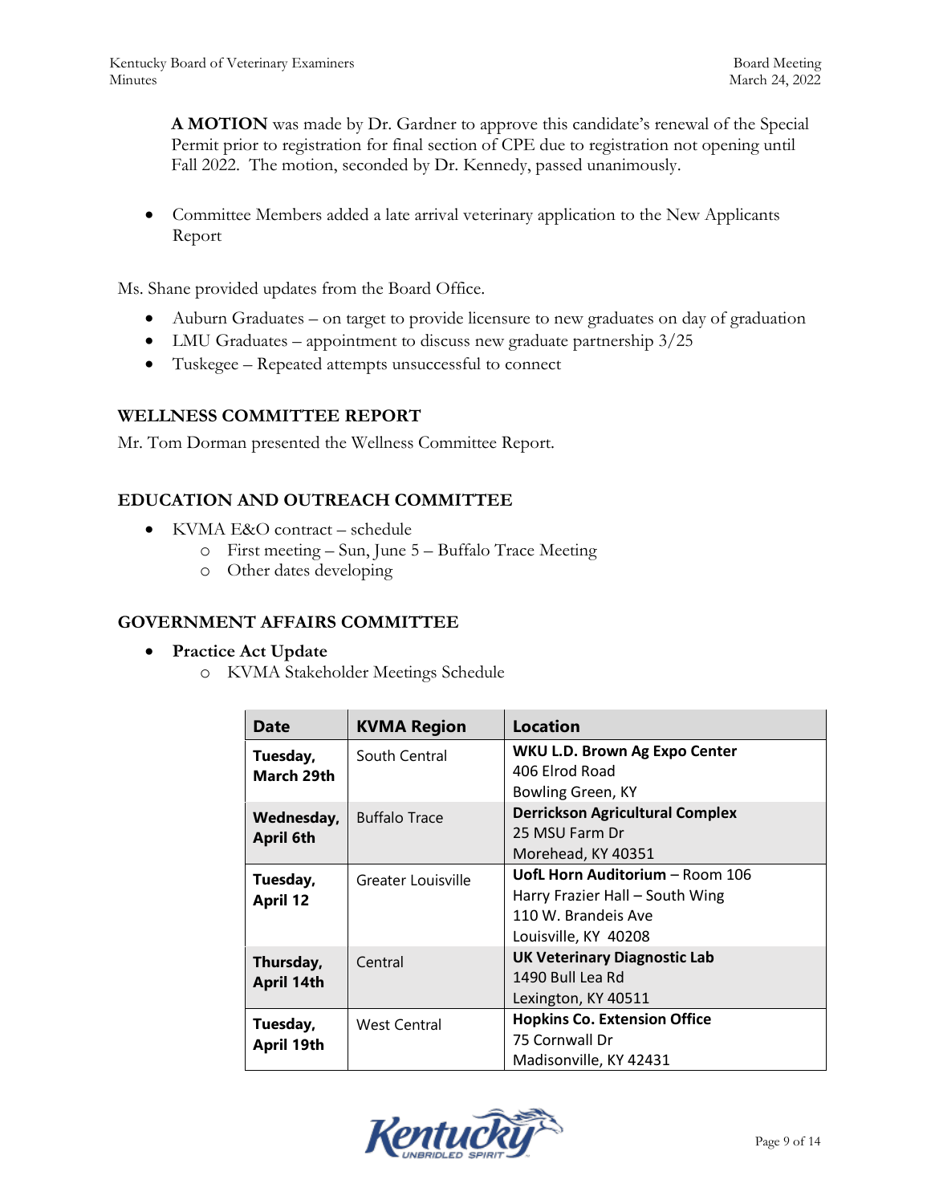**A MOTION** was made by Dr. Gardner to approve this candidate's renewal of the Special Permit prior to registration for final section of CPE due to registration not opening until Fall 2022. The motion, seconded by Dr. Kennedy, passed unanimously.

- Committee Members added a late arrival veterinary application to the New Applicants Report

Ms. Shane provided updates from the Board Office.

- Auburn Graduates – on target to provide licensure to new graduates on day of graduation
- LMU Graduates – appointment to discuss new graduate partnership 3/25
- Tuskegee – Repeated attempts unsuccessful to connect

## WELLNESS COMMITTEE REPORT

Mr. Tom Dorman presented the Wellness Committee Report.

## EDUCATION AND OUTREACH COMMITTEE

- KVMA E&O contract – schedule
  - First meeting – Sun, June 5 – Buffalo Trace Meeting
  - Other dates developing

## GOVERNMENT AFFAIRS COMMITTEE

- **Practice Act Update**
  - KVMA Stakeholder Meetings Schedule

| Date | KVMA Region | Location |
|---|---|---|
| **Tuesday, March 29th** | South Central | **WKU L.D. Brown Ag Expo Center**<br>406 Elrod Road<br>Bowling Green, KY |
| **Wednesday, April 6th** | Buffalo Trace | **Derrickson Agricultural Complex**<br>25 MSU Farm Dr<br>Morehead, KY 40351 |
| **Tuesday, April 12** | Greater Louisville | **UofL Horn Auditorium** – Room 106<br>Harry Frazier Hall – South Wing<br>110 W. Brandeis Ave<br>Louisville, KY 40208 |
| **Thursday, April 14th** | Central | **UK Veterinary Diagnostic Lab**<br>1490 Bull Lea Rd<br>Lexington, KY 40511 |
| **Tuesday, April 19th** | West Central | **Hopkins Co. Extension Office**<br>75 Cornwall Dr<br>Madisonville, KY 42431 |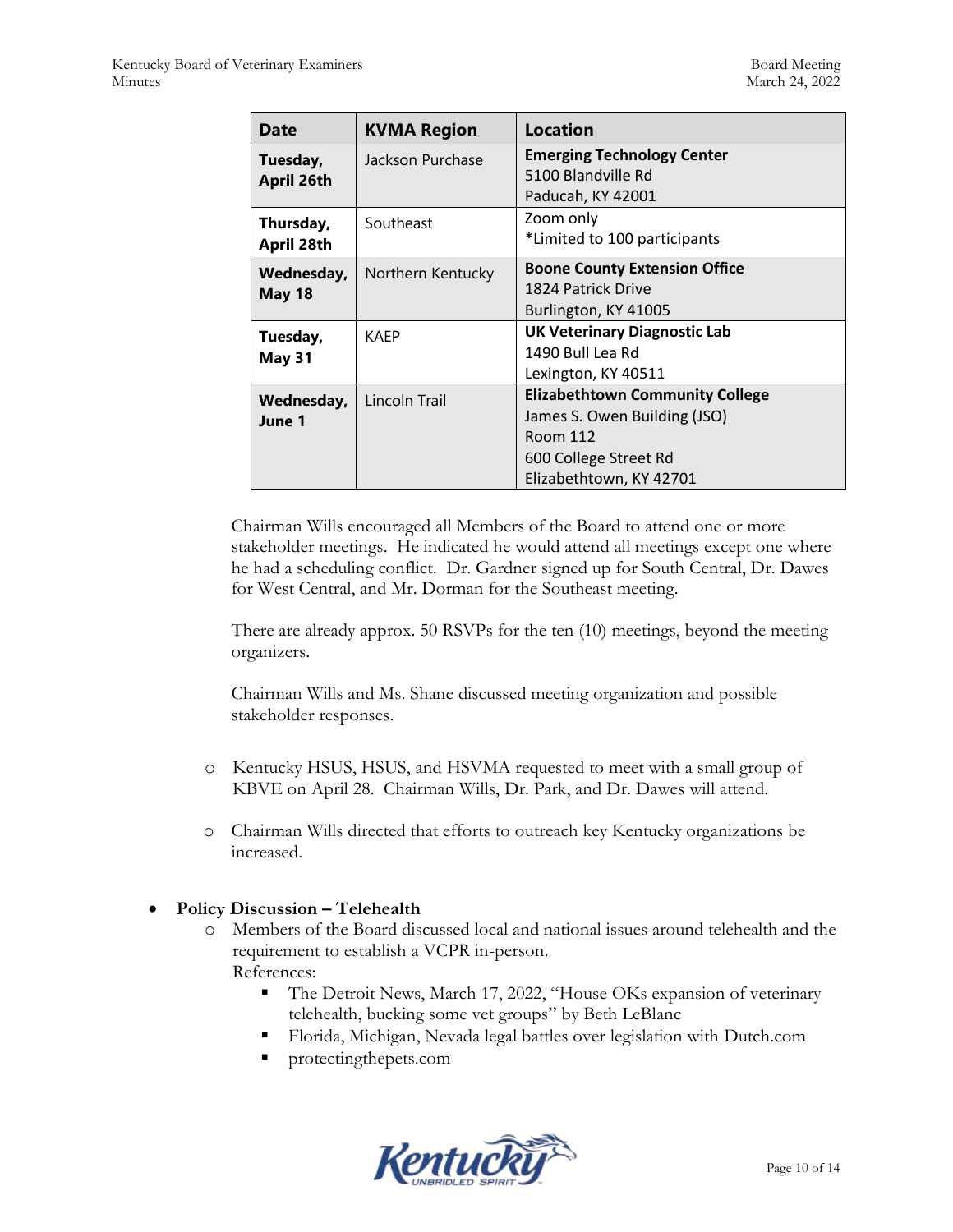| Date | KVMA Region | Location |
|---|---|---|
| **Tuesday, April 26th** | Jackson Purchase | **Emerging Technology Center**<br>5100 Blandville Rd<br>Paducah, KY 42001 |
| **Thursday, April 28th** | Southeast | Zoom only<br>*Limited to 100 participants |
| **Wednesday, May 18** | Northern Kentucky | **Boone County Extension Office**<br>1824 Patrick Drive<br>Burlington, KY 41005 |
| **Tuesday, May 31** | KAEP | **UK Veterinary Diagnostic Lab**<br>1490 Bull Lea Rd<br>Lexington, KY 40511 |
| **Wednesday, June 1** | Lincoln Trail | **Elizabethtown Community College**<br>James S. Owen Building (JSO)<br>Room 112<br>600 College Street Rd<br>Elizabethtown, KY 42701 |

Chairman Wills encouraged all Members of the Board to attend one or more stakeholder meetings. He indicated he would attend all meetings except one where he had a scheduling conflict. Dr. Gardner signed up for South Central, Dr. Dawes for West Central, and Mr. Dorman for the Southeast meeting.

There are already approx. 50 RSVPs for the ten (10) meetings, beyond the meeting organizers.

Chairman Wills and Ms. Shane discussed meeting organization and possible stakeholder responses.

- Kentucky HSUS, HSUS, and HSVMA requested to meet with a small group of KBVE on April 28. Chairman Wills, Dr. Park, and Dr. Dawes will attend.
- Chairman Wills directed that efforts to outreach key Kentucky organizations be increased.

- **Policy Discussion – Telehealth**
  - Members of the Board discussed local and national issues around telehealth and the requirement to establish a VCPR in-person.
    References:
    - The Detroit News, March 17, 2022, "House OKs expansion of veterinary telehealth, bucking some vet groups" by Beth LeBlanc
    - Florida, Michigan, Nevada legal battles over legislation with Dutch.com
    - protectingthepets.com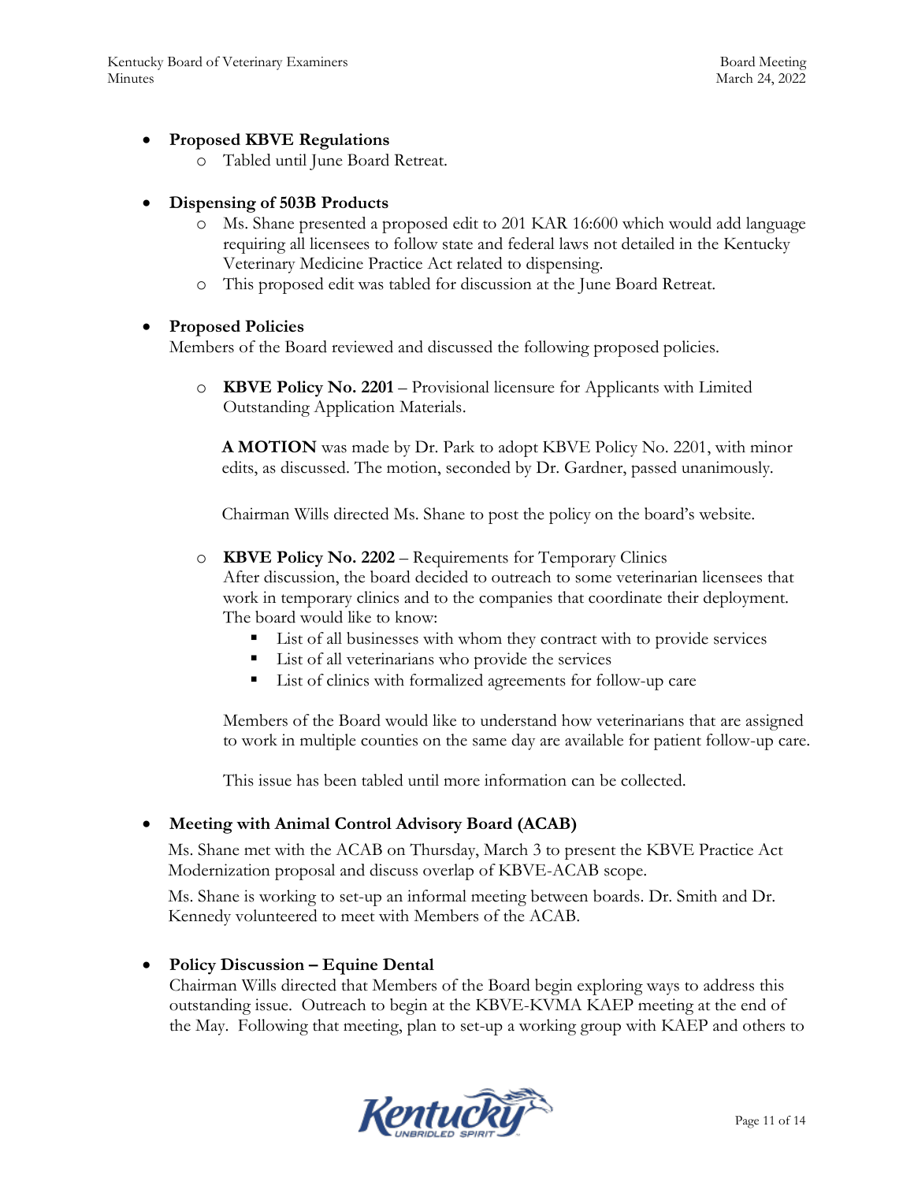- **Proposed KBVE Regulations**
    - Tabled until June Board Retreat.

- **Dispensing of 503B Products**
    - Ms. Shane presented a proposed edit to 201 KAR 16:600 which would add language requiring all licensees to follow state and federal laws not detailed in the Kentucky Veterinary Medicine Practice Act related to dispensing.
    - This proposed edit was tabled for discussion at the June Board Retreat.

- **Proposed Policies**

  Members of the Board reviewed and discussed the following proposed policies.

    - **KBVE Policy No. 2201** – Provisional licensure for Applicants with Limited Outstanding Application Materials.

      **A MOTION** was made by Dr. Park to adopt KBVE Policy No. 2201, with minor edits, as discussed. The motion, seconded by Dr. Gardner, passed unanimously.

      Chairman Wills directed Ms. Shane to post the policy on the board's website.

    - **KBVE Policy No. 2202** – Requirements for Temporary Clinics

      After discussion, the board decided to outreach to some veterinarian licensees that work in temporary clinics and to the companies that coordinate their deployment. The board would like to know:
        - List of all businesses with whom they contract with to provide services
        - List of all veterinarians who provide the services
        - List of clinics with formalized agreements for follow-up care

      Members of the Board would like to understand how veterinarians that are assigned to work in multiple counties on the same day are available for patient follow-up care.

      This issue has been tabled until more information can be collected.

- **Meeting with Animal Control Advisory Board (ACAB)**

  Ms. Shane met with the ACAB on Thursday, March 3 to present the KBVE Practice Act Modernization proposal and discuss overlap of KBVE-ACAB scope.

  Ms. Shane is working to set-up an informal meeting between boards. Dr. Smith and Dr. Kennedy volunteered to meet with Members of the ACAB.

- **Policy Discussion – Equine Dental**

  Chairman Wills directed that Members of the Board begin exploring ways to address this outstanding issue. Outreach to begin at the KBVE-KVMA KAEP meeting at the end of the May. Following that meeting, plan to set-up a working group with KAEP and others to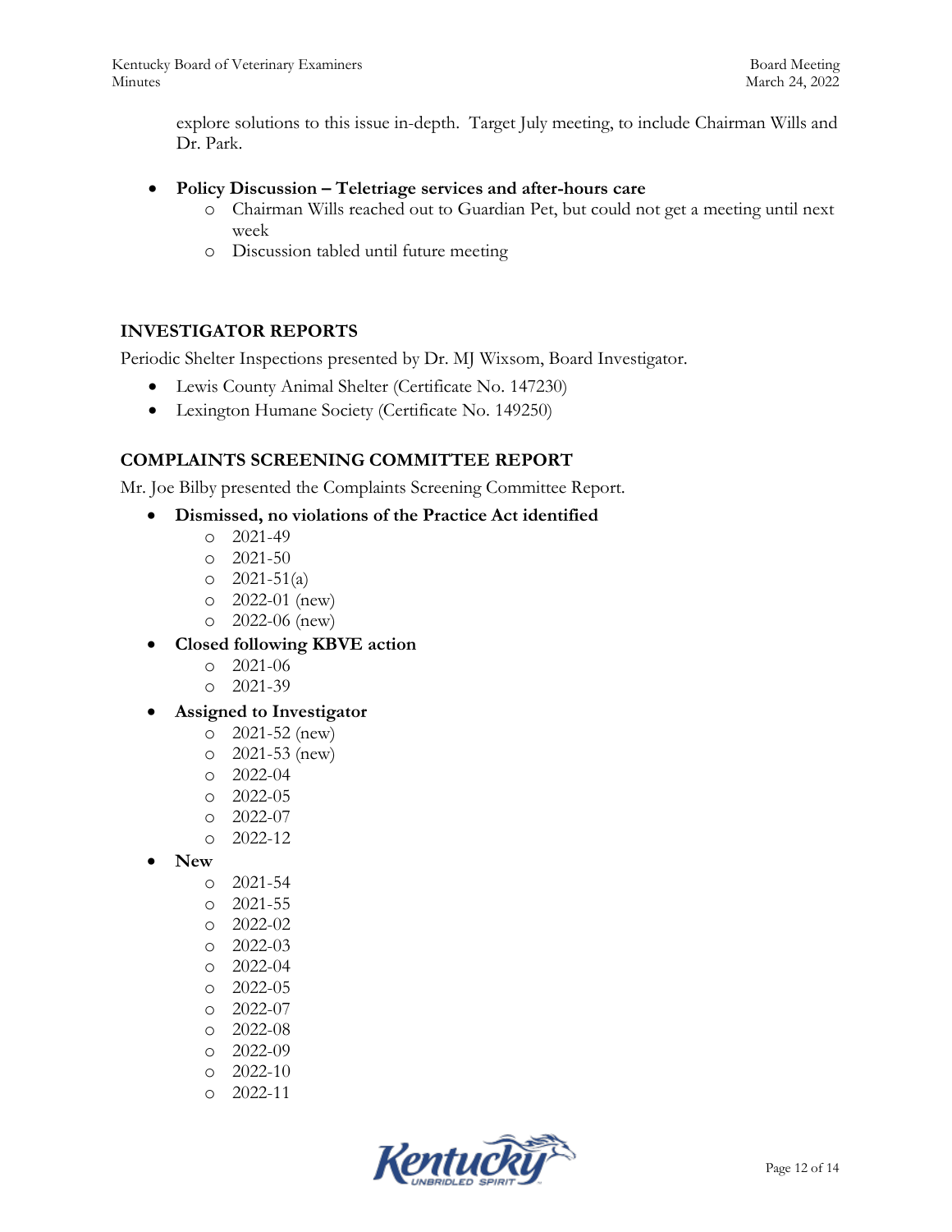explore solutions to this issue in-depth. Target July meeting, to include Chairman Wills and Dr. Park.

- **Policy Discussion – Teletriage services and after-hours care**
    - Chairman Wills reached out to Guardian Pet, but could not get a meeting until next week
    - Discussion tabled until future meeting

## INVESTIGATOR REPORTS

Periodic Shelter Inspections presented by Dr. MJ Wixsom, Board Investigator.

- Lewis County Animal Shelter (Certificate No. 147230)
- Lexington Humane Society (Certificate No. 149250)

## COMPLAINTS SCREENING COMMITTEE REPORT

Mr. Joe Bilby presented the Complaints Screening Committee Report.

- **Dismissed, no violations of the Practice Act identified**
    - 2021-49
    - 2021-50
    - 2021-51(a)
    - 2022-01 (new)
    - 2022-06 (new)
- **Closed following KBVE action**
    - 2021-06
    - 2021-39
- **Assigned to Investigator**
    - 2021-52 (new)
    - 2021-53 (new)
    - 2022-04
    - 2022-05
    - 2022-07
    - 2022-12
- **New**
    - 2021-54
    - 2021-55
    - 2022-02
    - 2022-03
    - 2022-04
    - 2022-05
    - 2022-07
    - 2022-08
    - 2022-09
    - 2022-10
    - 2022-11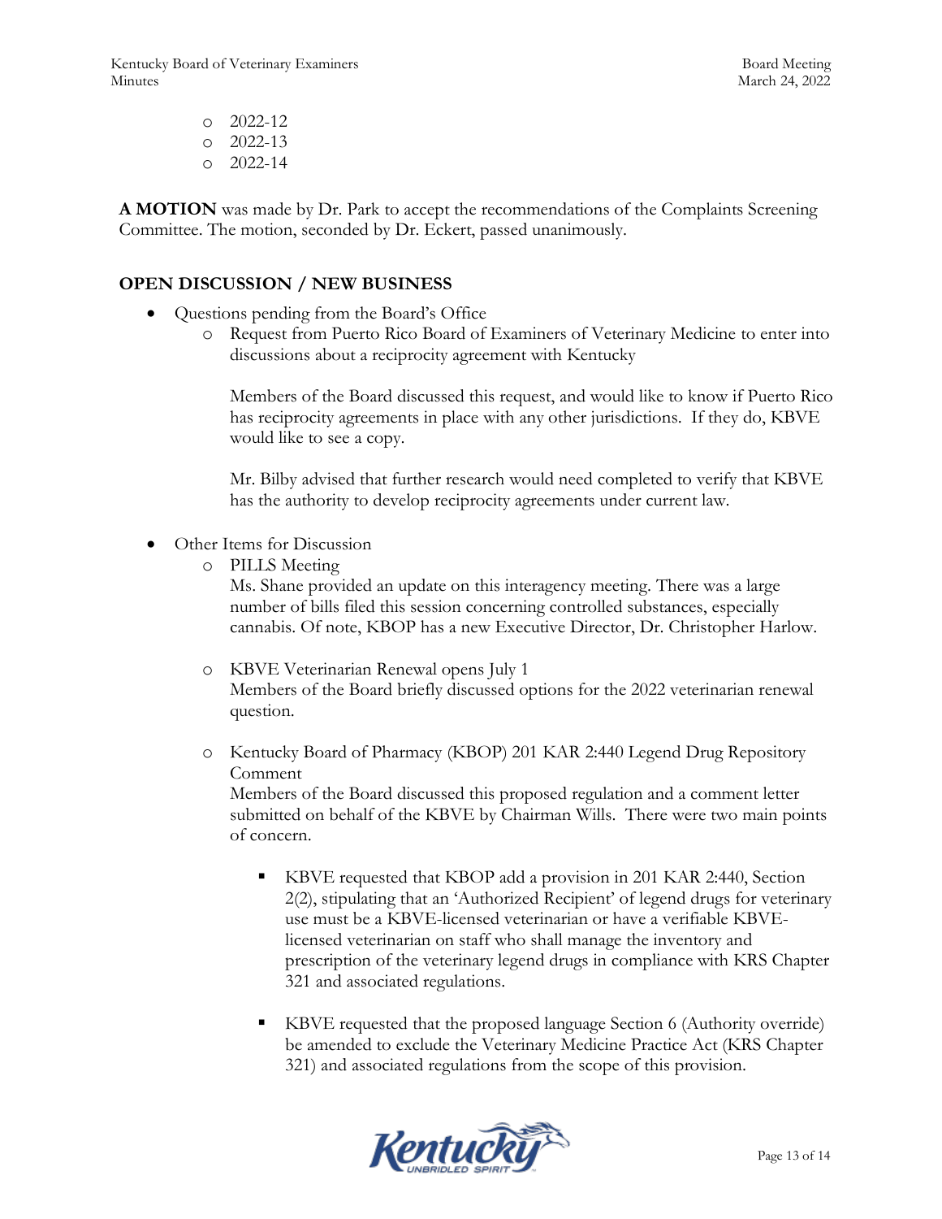- 2022-12
- 2022-13
- 2022-14

**A MOTION** was made by Dr. Park to accept the recommendations of the Complaints Screening Committee. The motion, seconded by Dr. Eckert, passed unanimously.

## OPEN DISCUSSION / NEW BUSINESS

- Questions pending from the Board's Office
  - Request from Puerto Rico Board of Examiners of Veterinary Medicine to enter into discussions about a reciprocity agreement with Kentucky

    Members of the Board discussed this request, and would like to know if Puerto Rico has reciprocity agreements in place with any other jurisdictions. If they do, KBVE would like to see a copy.

    Mr. Bilby advised that further research would need completed to verify that KBVE has the authority to develop reciprocity agreements under current law.

- Other Items for Discussion
  - PILLS Meeting
    Ms. Shane provided an update on this interagency meeting. There was a large number of bills filed this session concerning controlled substances, especially cannabis. Of note, KBOP has a new Executive Director, Dr. Christopher Harlow.

  - KBVE Veterinarian Renewal opens July 1
    Members of the Board briefly discussed options for the 2022 veterinarian renewal question.

  - Kentucky Board of Pharmacy (KBOP) 201 KAR 2:440 Legend Drug Repository Comment
    Members of the Board discussed this proposed regulation and a comment letter submitted on behalf of the KBVE by Chairman Wills. There were two main points of concern.

    - KBVE requested that KBOP add a provision in 201 KAR 2:440, Section 2(2), stipulating that an 'Authorized Recipient' of legend drugs for veterinary use must be a KBVE-licensed veterinarian or have a verifiable KBVE-licensed veterinarian on staff who shall manage the inventory and prescription of the veterinary legend drugs in compliance with KRS Chapter 321 and associated regulations.

    - KBVE requested that the proposed language Section 6 (Authority override) be amended to exclude the Veterinary Medicine Practice Act (KRS Chapter 321) and associated regulations from the scope of this provision.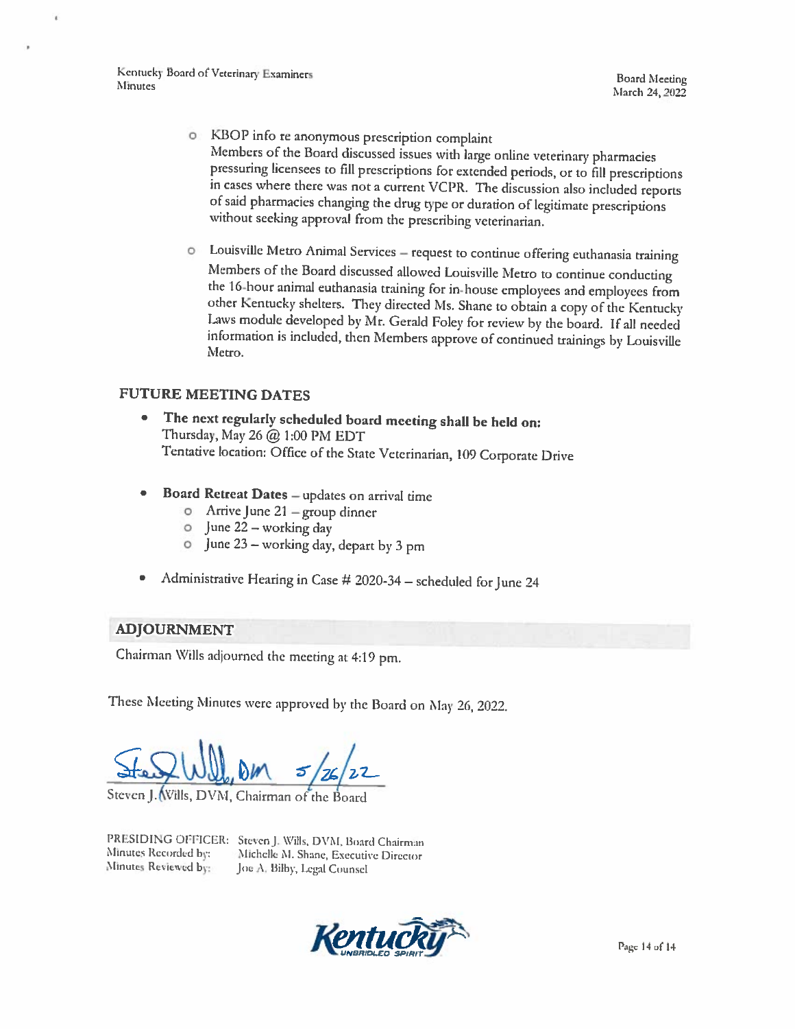- KBOP info re anonymous prescription complaint
  Members of the Board discussed issues with large online veterinary pharmacies pressuring licensees to fill prescriptions for extended periods, or to fill prescriptions in cases where there was not a current VCPR. The discussion also included reports of said pharmacies changing the drug type or duration of legitimate prescriptions without seeking approval from the prescribing veterinarian.

- Louisville Metro Animal Services – request to continue offering euthanasia training
  Members of the Board discussed allowed Louisville Metro to continue conducting the 16-hour animal euthanasia training for in-house employees and employees from other Kentucky shelters. They directed Ms. Shane to obtain a copy of the Kentucky Laws module developed by Mr. Gerald Foley for review by the board. If all needed information is included, then Members approve of continued trainings by Louisville Metro.

## FUTURE MEETING DATES

- **The next regularly scheduled board meeting shall be held on:**
  Thursday, May 26 @ 1:00 PM EDT
  Tentative location: Office of the State Veterinarian, 109 Corporate Drive

- **Board Retreat Dates** – updates on arrival time
  - Arrive June 21 – group dinner
  - June 22 – working day
  - June 23 – working day, depart by 3 pm

- Administrative Hearing in Case # 2020-34 – scheduled for June 24

## ADJOURNMENT

Chairman Wills adjourned the meeting at 4:19 pm.

These Meeting Minutes were approved by the Board on May 26, 2022.

Steven J. Wills, DVM 5/26/22

Steven J. Wills, DVM, Chairman of the Board

PRESIDING OFFICER: Steven J. Wills, DVM, Board Chairman
Minutes Recorded by: Michelle M. Shane, Executive Director
Minutes Reviewed by: Joe A. Bilby, Legal Counsel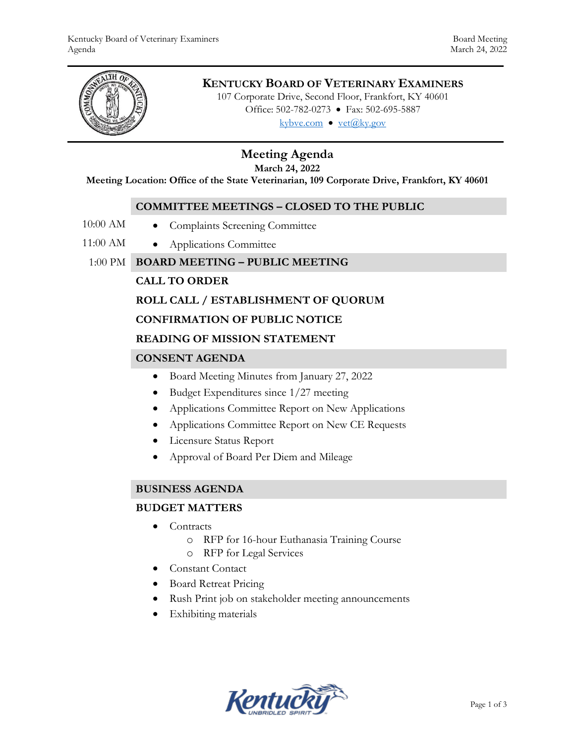# KENTUCKY BOARD OF VETERINARY EXAMINERS

107 Corporate Drive, Second Floor, Frankfort, KY 40601
Office: 502-782-0273 • Fax: 502-695-5887
kybve.com • vet@ky.gov

## Meeting Agenda

**March 24, 2022**

**Meeting Location: Office of the State Veterinarian, 109 Corporate Drive, Frankfort, KY 40601**

### COMMITTEE MEETINGS – CLOSED TO THE PUBLIC

10:00 AM
- Complaints Screening Committee

11:00 AM
- Applications Committee

1:00 PM **BOARD MEETING – PUBLIC MEETING**

**CALL TO ORDER**

**ROLL CALL / ESTABLISHMENT OF QUORUM**

**CONFIRMATION OF PUBLIC NOTICE**

**READING OF MISSION STATEMENT**

### CONSENT AGENDA

- Board Meeting Minutes from January 27, 2022
- Budget Expenditures since 1/27 meeting
- Applications Committee Report on New Applications
- Applications Committee Report on New CE Requests
- Licensure Status Report
- Approval of Board Per Diem and Mileage

### BUSINESS AGENDA

**BUDGET MATTERS**

- Contracts
  - RFP for 16-hour Euthanasia Training Course
  - RFP for Legal Services
- Constant Contact
- Board Retreat Pricing
- Rush Print job on stakeholder meeting announcements
- Exhibiting materials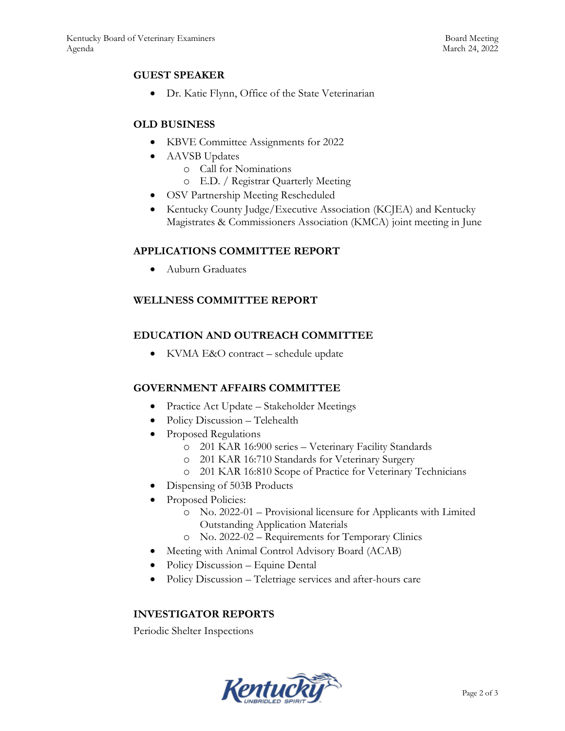## GUEST SPEAKER

- Dr. Katie Flynn, Office of the State Veterinarian

## OLD BUSINESS

- KBVE Committee Assignments for 2022
- AAVSB Updates
  - Call for Nominations
  - E.D. / Registrar Quarterly Meeting
- OSV Partnership Meeting Rescheduled
- Kentucky County Judge/Executive Association (KCJEA) and Kentucky Magistrates & Commissioners Association (KMCA) joint meeting in June

## APPLICATIONS COMMITTEE REPORT

- Auburn Graduates

## WELLNESS COMMITTEE REPORT

## EDUCATION AND OUTREACH COMMITTEE

- KVMA E&O contract – schedule update

## GOVERNMENT AFFAIRS COMMITTEE

- Practice Act Update – Stakeholder Meetings
- Policy Discussion – Telehealth
- Proposed Regulations
  - 201 KAR 16:900 series – Veterinary Facility Standards
  - 201 KAR 16:710 Standards for Veterinary Surgery
  - 201 KAR 16:810 Scope of Practice for Veterinary Technicians
- Dispensing of 503B Products
- Proposed Policies:
  - No. 2022-01 – Provisional licensure for Applicants with Limited Outstanding Application Materials
  - No. 2022-02 – Requirements for Temporary Clinics
- Meeting with Animal Control Advisory Board (ACAB)
- Policy Discussion – Equine Dental
- Policy Discussion – Teletriage services and after-hours care

## INVESTIGATOR REPORTS

Periodic Shelter Inspections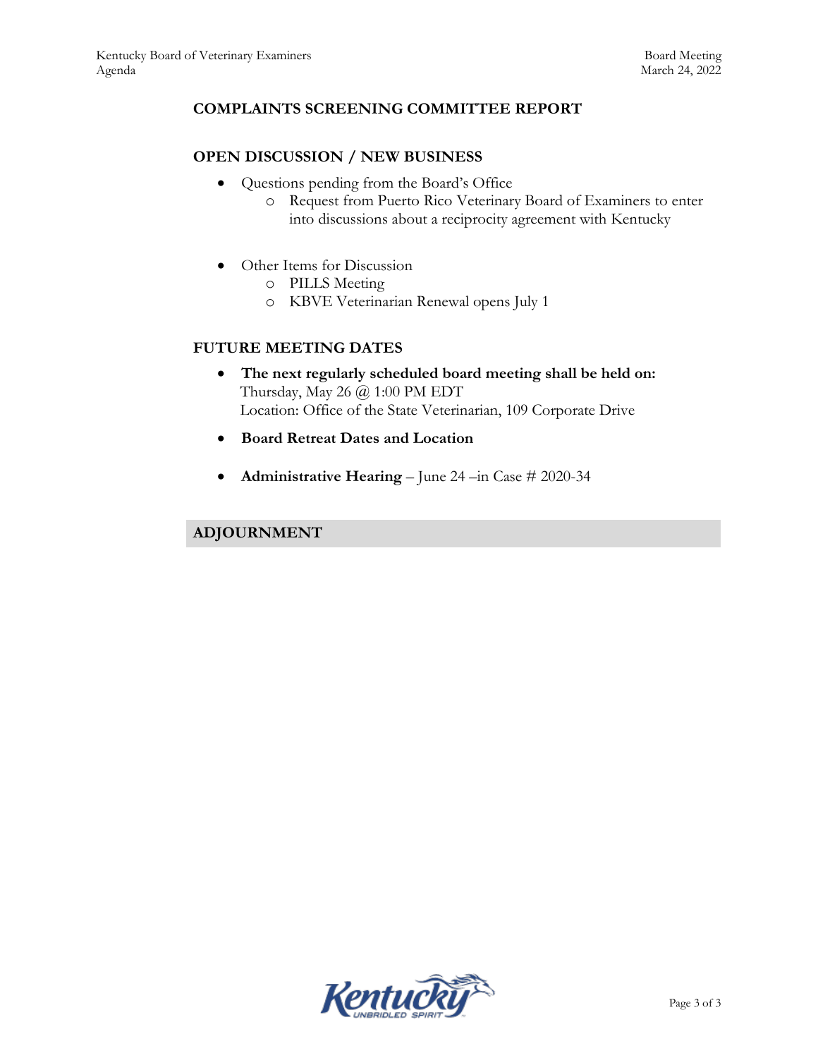## COMPLAINTS SCREENING COMMITTEE REPORT

## OPEN DISCUSSION / NEW BUSINESS

- Questions pending from the Board's Office
  - Request from Puerto Rico Veterinary Board of Examiners to enter into discussions about a reciprocity agreement with Kentucky

- Other Items for Discussion
  - PILLS Meeting
  - KBVE Veterinarian Renewal opens July 1

## FUTURE MEETING DATES

- **The next regularly scheduled board meeting shall be held on:**
  Thursday, May 26 @ 1:00 PM EDT
  Location: Office of the State Veterinarian, 109 Corporate Drive

- **Board Retreat Dates and Location**

- **Administrative Hearing** – June 24 –in Case # 2020-34

## ADJOURNMENT